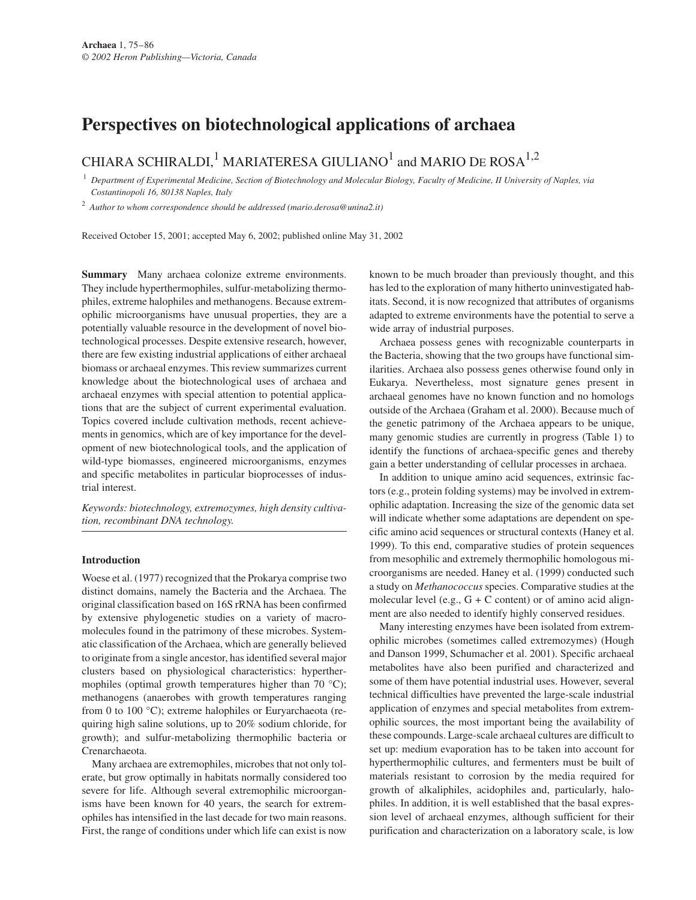# Perspectives on biotechnological applications of archaea

CHIARA SCHIRALDI,[1] MARIATERESA GIULIANO[1] and MARIO DE ROSA[1,2]

[1] Department of Experimental Medicine, Section of Biotechnology and Molecular Biology, Faculty of Medicine, II University of Naples, via Costantinopoli 16, 80138 Naples, Italy

[2] Author to whom correspondence should be addressed (mario.derosa@unina2.it)

Received October 15, 2001; accepted May 6, 2002; published online May 31, 2002

**Summary** Many archaea colonize extreme environments. They include hyperthermophiles, sulfur-metabolizing thermophiles, extreme halophiles and methanogens. Because extremophilic microorganisms have unusual properties, they are a potentially valuable resource in the development of novel biotechnological processes. Despite extensive research, however, there are few existing industrial applications of either archaeal biomass or archaeal enzymes. This review summarizes current knowledge about the biotechnological uses of archaea and archaeal enzymes with special attention to potential applications that are the subject of current experimental evaluation. Topics covered include cultivation methods, recent achievements in genomics, which are of key importance for the development of new biotechnological tools, and the application of wild-type biomasses, engineered microorganisms, enzymes and specific metabolites in particular bioprocesses of industrial interest.

*Keywords: biotechnology, extremozymes, high density cultivation, recombinant DNA technology.*

## Introduction

Woese et al. (1977) recognized that the Prokarya comprise two distinct domains, namely the Bacteria and the Archaea. The original classification based on 16S rRNA has been confirmed by extensive phylogenetic studies on a variety of macromolecules found in the patrimony of these microbes. Systematic classification of the Archaea, which are generally believed to originate from a single ancestor, has identified several major clusters based on physiological characteristics: hyperthermophiles (optimal growth temperatures higher than 70 °C); methanogens (anaerobes with growth temperatures ranging from 0 to 100 °C); extreme halophiles or Euryarchaeota (requiring high saline solutions, up to 20% sodium chloride, for growth); and sulfur-metabolizing thermophilic bacteria or Crenarchaeota.

Many archaea are extremophiles, microbes that not only tolerate, but grow optimally in habitats normally considered too severe for life. Although several extremophilic microorganisms have been known for 40 years, the search for extremophiles has intensified in the last decade for two main reasons. First, the range of conditions under which life can exist is now known to be much broader than previously thought, and this has led to the exploration of many hitherto uninvestigated habitats. Second, it is now recognized that attributes of organisms adapted to extreme environments have the potential to serve a wide array of industrial purposes.

Archaea possess genes with recognizable counterparts in the Bacteria, showing that the two groups have functional similarities. Archaea also possess genes otherwise found only in Eukarya. Nevertheless, most signature genes present in archaeal genomes have no known function and no homologs outside of the Archaea (Graham et al. 2000). Because much of the genetic patrimony of the Archaea appears to be unique, many genomic studies are currently in progress (Table 1) to identify the functions of archaea-specific genes and thereby gain a better understanding of cellular processes in archaea.

In addition to unique amino acid sequences, extrinsic factors (e.g., protein folding systems) may be involved in extremophilic adaptation. Increasing the size of the genomic data set will indicate whether some adaptations are dependent on specific amino acid sequences or structural contexts (Haney et al. 1999). To this end, comparative studies of protein sequences from mesophilic and extremely thermophilic homologous microorganisms are needed. Haney et al. (1999) conducted such a study on *Methanococcus* species. Comparative studies at the molecular level (e.g., G + C content) or of amino acid alignment are also needed to identify highly conserved residues.

Many interesting enzymes have been isolated from extremophilic microbes (sometimes called extremozymes) (Hough and Danson 1999, Schumacher et al. 2001). Specific archaeal metabolites have also been purified and characterized and some of them have potential industrial uses. However, several technical difficulties have prevented the large-scale industrial application of enzymes and special metabolites from extremophilic sources, the most important being the availability of these compounds. Large-scale archaeal cultures are difficult to set up: medium evaporation has to be taken into account for hyperthermophilic cultures, and fermenters must be built of materials resistant to corrosion by the media required for growth of alkaliphiles, acidophiles and, particularly, halophiles. In addition, it is well established that the basal expression level of archaeal enzymes, although sufficient for their purification and characterization on a laboratory scale, is low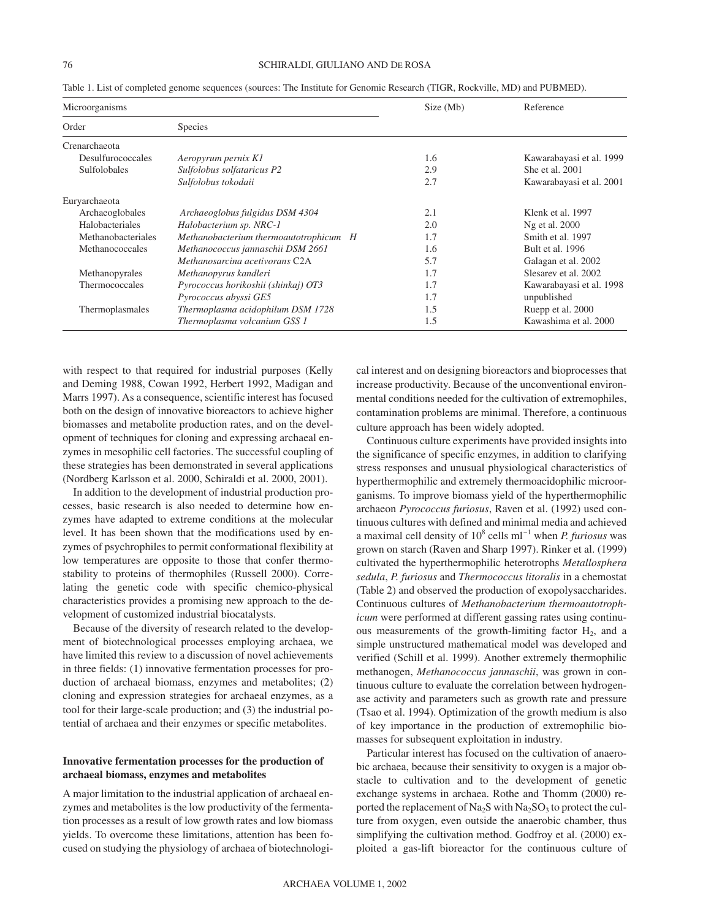Table 1. List of completed genome sequences (sources: The Institute for Genomic Research (TIGR, Rockville, MD) and PUBMED).

| Microorganisms | | Size (Mb) | Reference |
|---|---|---|---|
| Order | Species | | |
| Crenarchaeota | | | |
| Desulfurococcales | *Aeropyrum pernix K1* | 1.6 | Kawarabayasi et al. 1999 |
| Sulfolobales | *Sulfolobus solfataricus P2* | 2.9 | She et al. 2001 |
| | *Sulfolobus tokodaii* | 2.7 | Kawarabayasi et al. 2001 |
| Euryarchaeota | | | |
| Archaeoglobales | *Archaeoglobus fulgidus DSM 4304* | 2.1 | Klenk et al. 1997 |
| Halobacteriales | *Halobacterium sp. NRC-1* | 2.0 | Ng et al. 2000 |
| Methanobacteriales | *Methanobacterium thermoautotrophicum H* | 1.7 | Smith et al. 1997 |
| Methanococcales | *Methanococcus jannaschii DSM 2661* | 1.6 | Bult et al. 1996 |
| | *Methanosarcina acetivorans* C2A | 5.7 | Galagan et al. 2002 |
| Methanopyrales | *Methanopyrus kandleri* | 1.7 | Slesarev et al. 2002 |
| Thermococcales | *Pyrococcus horikoshii (shinkaj) OT3* | 1.7 | Kawarabayasi et al. 1998 |
| | *Pyrococcus abyssi GE5* | 1.7 | unpublished |
| Thermoplasmales | *Thermoplasma acidophilum DSM 1728* | 1.5 | Ruepp et al. 2000 |
| | *Thermoplasma volcanium GSS 1* | 1.5 | Kawashima et al. 2000 |

with respect to that required for industrial purposes (Kelly and Deming 1988, Cowan 1992, Herbert 1992, Madigan and Marrs 1997). As a consequence, scientific interest has focused both on the design of innovative bioreactors to achieve higher biomasses and metabolite production rates, and on the development of techniques for cloning and expressing archaeal enzymes in mesophilic cell factories. The successful coupling of these strategies has been demonstrated in several applications (Nordberg Karlsson et al. 2000, Schiraldi et al. 2000, 2001).

In addition to the development of industrial production processes, basic research is also needed to determine how enzymes have adapted to extreme conditions at the molecular level. It has been shown that the modifications used by enzymes of psychrophiles to permit conformational flexibility at low temperatures are opposite to those that confer thermostability to proteins of thermophiles (Russell 2000). Correlating the genetic code with specific chemico-physical characteristics provides a promising new approach to the development of customized industrial biocatalysts.

Because of the diversity of research related to the development of biotechnological processes employing archaea, we have limited this review to a discussion of novel achievements in three fields: (1) innovative fermentation processes for production of archaeal biomass, enzymes and metabolites; (2) cloning and expression strategies for archaeal enzymes, as a tool for their large-scale production; and (3) the industrial potential of archaea and their enzymes or specific metabolites.

## Innovative fermentation processes for the production of archaeal biomass, enzymes and metabolites

A major limitation to the industrial application of archaeal enzymes and metabolites is the low productivity of the fermentation processes as a result of low growth rates and low biomass yields. To overcome these limitations, attention has been focused on studying the physiology of archaea of biotechnological interest and on designing bioreactors and bioprocesses that increase productivity. Because of the unconventional environmental conditions needed for the cultivation of extremophiles, contamination problems are minimal. Therefore, a continuous culture approach has been widely adopted.

Continuous culture experiments have provided insights into the significance of specific enzymes, in addition to clarifying stress responses and unusual physiological characteristics of hyperthermophilic and extremely thermoacidophilic microorganisms. To improve biomass yield of the hyperthermophilic archaeon *Pyrococcus furiosus*, Raven et al. (1992) used continuous cultures with defined and minimal media and achieved a maximal cell density of $10^8$ cells $ml^{-1}$ when *P. furiosus* was grown on starch (Raven and Sharp 1997). Rinker et al. (1999) cultivated the hyperthermophilic heterotrophs *Metallosphera sedula*, *P. furiosus* and *Thermococcus litoralis* in a chemostat (Table 2) and observed the production of exopolysaccharides. Continuous cultures of *Methanobacterium thermoautotrophicum* were performed at different gassing rates using continuous measurements of the growth-limiting factor $H_2$, and a simple unstructured mathematical model was developed and verified (Schill et al. 1999). Another extremely thermophilic methanogen, *Methanococcus jannaschii*, was grown in continuous culture to evaluate the correlation between hydrogenase activity and parameters such as growth rate and pressure (Tsao et al. 1994). Optimization of the growth medium is also of key importance in the production of extremophilic biomasses for subsequent exploitation in industry.

Particular interest has focused on the cultivation of anaerobic archaea, because their sensitivity to oxygen is a major obstacle to cultivation and to the development of genetic exchange systems in archaea. Rothe and Thomm (2000) reported the replacement of $Na_2S$ with $Na_2SO_3$ to protect the culture from oxygen, even outside the anaerobic chamber, thus simplifying the cultivation method. Godfroy et al. (2000) exploited a gas-lift bioreactor for the continuous culture of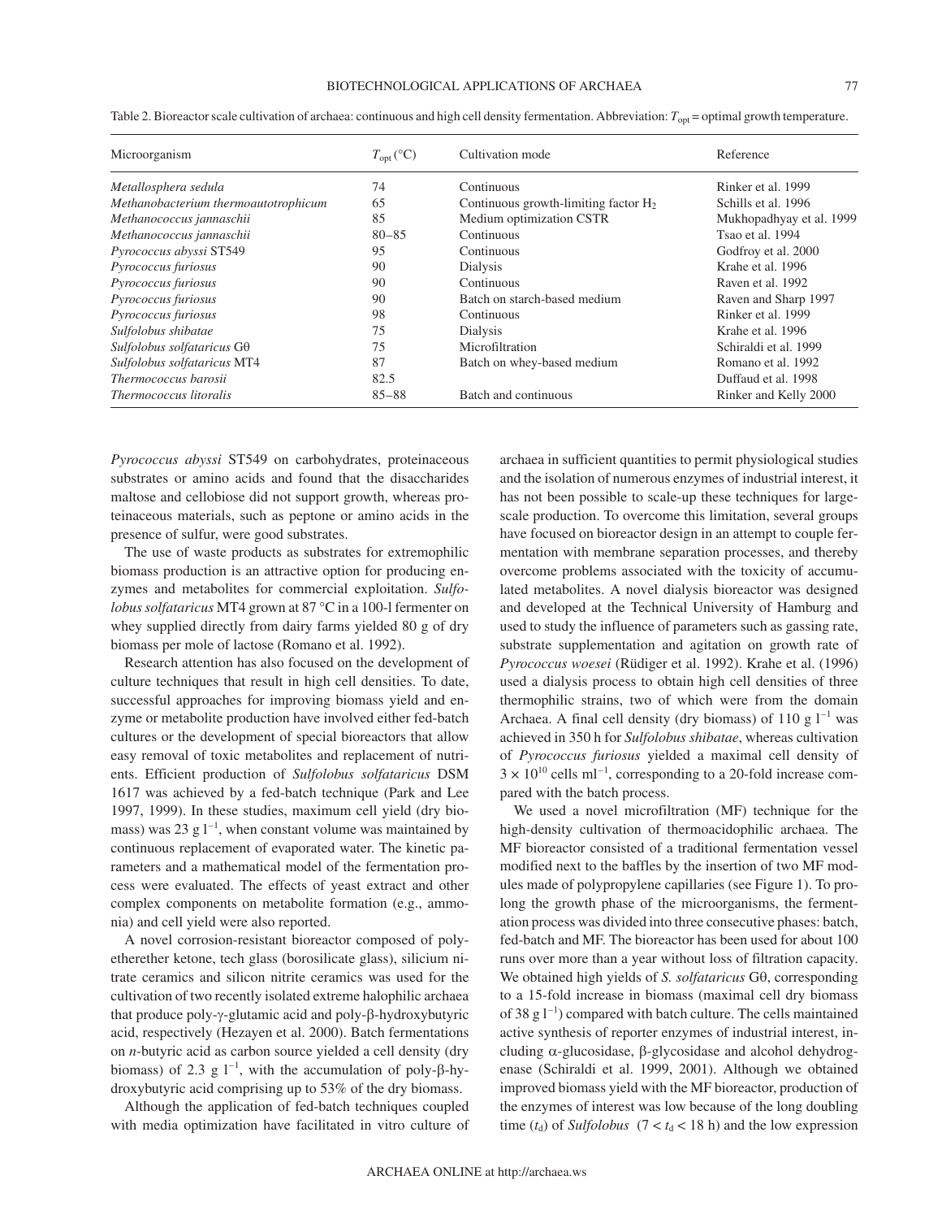Table 2. Bioreactor scale cultivation of archaea: continuous and high cell density fermentation. Abbreviation: $T_{opt}$ = optimal growth temperature.

| Microorganism | $T_{opt}$ (°C) | Cultivation mode | Reference |
|---|---|---|---|
| *Metallosphera sedula* | 74 | Continuous | Rinker et al. 1999 |
| *Methanobacterium thermoautotrophicum* | 65 | Continuous growth-limiting factor $H_2$ | Schills et al. 1996 |
| *Methanococcus jannaschii* | 85 | Medium optimization CSTR | Mukhopadhyay et al. 1999 |
| *Methanococcus jannaschii* | 80–85 | Continuous | Tsao et al. 1994 |
| *Pyrococcus abyssi* ST549 | 95 | Continuous | Godfroy et al. 2000 |
| *Pyrococcus furiosus* | 90 | Dialysis | Krahe et al. 1996 |
| *Pyrococcus furiosus* | 90 | Continuous | Raven et al. 1992 |
| *Pyrococcus furiosus* | 90 | Batch on starch-based medium | Raven and Sharp 1997 |
| *Pyrococcus furiosus* | 98 | Continuous | Rinker et al. 1999 |
| *Sulfolobus shibatae* | 75 | Dialysis | Krahe et al. 1996 |
| *Sulfolobus solfataricus* Gθ | 75 | Microfiltration | Schiraldi et al. 1999 |
| *Sulfolobus solfataricus* MT4 | 87 | Batch on whey-based medium | Romano et al. 1992 |
| *Thermococcus barosii* | 82.5 | | Duffaud et al. 1998 |
| *Thermococcus litoralis* | 85–88 | Batch and continuous | Rinker and Kelly 2000 |

*Pyrococcus abyssi* ST549 on carbohydrates, proteinaceous substrates or amino acids and found that the disaccharides maltose and cellobiose did not support growth, whereas proteinaceous materials, such as peptone or amino acids in the presence of sulfur, were good substrates.

The use of waste products as substrates for extremophilic biomass production is an attractive option for producing enzymes and metabolites for commercial exploitation. *Sulfolobus solfataricus* MT4 grown at 87 °C in a 100-l fermenter on whey supplied directly from dairy farms yielded 80 g of dry biomass per mole of lactose (Romano et al. 1992).

Research attention has also focused on the development of culture techniques that result in high cell densities. To date, successful approaches for improving biomass yield and enzyme or metabolite production have involved either fed-batch cultures or the development of special bioreactors that allow easy removal of toxic metabolites and replacement of nutrients. Efficient production of *Sulfolobus solfataricus* DSM 1617 was achieved by a fed-batch technique (Park and Lee 1997, 1999). In these studies, maximum cell yield (dry biomass) was 23 g $l^{-1}$, when constant volume was maintained by continuous replacement of evaporated water. The kinetic parameters and a mathematical model of the fermentation process were evaluated. The effects of yeast extract and other complex components on metabolite formation (e.g., ammonia) and cell yield were also reported.

A novel corrosion-resistant bioreactor composed of polyetherether ketone, tech glass (borosilicate glass), silicium nitrate ceramics and silicon nitrite ceramics was used for the cultivation of two recently isolated extreme halophilic archaea that produce poly-γ-glutamic acid and poly-β-hydroxybutyric acid, respectively (Hezayen et al. 2000). Batch fermentations on *n*-butyric acid as carbon source yielded a cell density (dry biomass) of 2.3 g $l^{-1}$, with the accumulation of poly-β-hydroxybutyric acid comprising up to 53% of the dry biomass.

Although the application of fed-batch techniques coupled with media optimization have facilitated in vitro culture of archaea in sufficient quantities to permit physiological studies and the isolation of numerous enzymes of industrial interest, it has not been possible to scale-up these techniques for large-scale production. To overcome this limitation, several groups have focused on bioreactor design in an attempt to couple fermentation with membrane separation processes, and thereby overcome problems associated with the toxicity of accumulated metabolites. A novel dialysis bioreactor was designed and developed at the Technical University of Hamburg and used to study the influence of parameters such as gassing rate, substrate supplementation and agitation on growth rate of *Pyrococcus woesei* (Rüdiger et al. 1992). Krahe et al. (1996) used a dialysis process to obtain high cell densities of three thermophilic strains, two of which were from the domain Archaea. A final cell density (dry biomass) of 110 g $l^{-1}$ was achieved in 350 h for *Sulfolobus shibatae*, whereas cultivation of *Pyrococcus furiosus* yielded a maximal cell density of $3 \times 10^{10}$ cells $ml^{-1}$, corresponding to a 20-fold increase compared with the batch process.

We used a novel microfiltration (MF) technique for the high-density cultivation of thermoacidophilic archaea. The MF bioreactor consisted of a traditional fermentation vessel modified next to the baffles by the insertion of two MF modules made of polypropylene capillaries (see Figure 1). To prolong the growth phase of the microorganisms, the fermentation process was divided into three consecutive phases: batch, fed-batch and MF. The bioreactor has been used for about 100 runs over more than a year without loss of filtration capacity. We obtained high yields of *S. solfataricus* Gθ, corresponding to a 15-fold increase in biomass (maximal cell dry biomass of 38 g $l^{-1}$) compared with batch culture. The cells maintained active synthesis of reporter enzymes of industrial interest, including α-glucosidase, β-glycosidase and alcohol dehydrogenase (Schiraldi et al. 1999, 2001). Although we obtained improved biomass yield with the MF bioreactor, production of the enzymes of interest was low because of the long doubling time ($t_d$) of *Sulfolobus* ($7 < t_d < 18$ h) and the low expression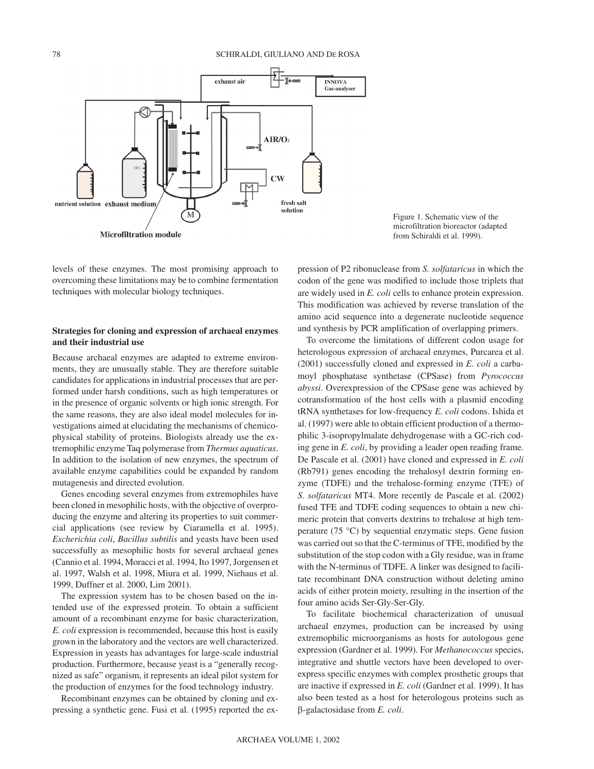Figure 1. Schematic view of the microfiltration bioreactor (adapted from Schiraldi et al. 1999).

levels of these enzymes. The most promising approach to overcoming these limitations may be to combine fermentation techniques with molecular biology techniques.

### Strategies for cloning and expression of archaeal enzymes and their industrial use

Because archaeal enzymes are adapted to extreme environments, they are unusually stable. They are therefore suitable candidates for applications in industrial processes that are performed under harsh conditions, such as high temperatures or in the presence of organic solvents or high ionic strength. For the same reasons, they are also ideal model molecules for investigations aimed at elucidating the mechanisms of chemicophysical stability of proteins. Biologists already use the extremophilic enzyme Taq polymerase from *Thermus aquaticus*. In addition to the isolation of new enzymes, the spectrum of available enzyme capabilities could be expanded by random mutagenesis and directed evolution.

Genes encoding several enzymes from extremophiles have been cloned in mesophilic hosts, with the objective of overproducing the enzyme and altering its properties to suit commercial applications (see review by Ciaramella et al. 1995). *Escherichia coli*, *Bacillus subtilis* and yeasts have been used successfully as mesophilic hosts for several archaeal genes (Cannio et al. 1994, Moracci et al. 1994, Ito 1997, Jorgensen et al. 1997, Walsh et al. 1998, Miura et al. 1999, Niehaus et al. 1999, Duffner et al. 2000, Lim 2001).

The expression system has to be chosen based on the intended use of the expressed protein. To obtain a sufficient amount of a recombinant enzyme for basic characterization, *E. coli* expression is recommended, because this host is easily grown in the laboratory and the vectors are well characterized. Expression in yeasts has advantages for large-scale industrial production. Furthermore, because yeast is a "generally recognized as safe" organism, it represents an ideal pilot system for the production of enzymes for the food technology industry.

Recombinant enzymes can be obtained by cloning and expressing a synthetic gene. Fusi et al. (1995) reported the expression of P2 ribonuclease from *S. solfataricus* in which the codon of the gene was modified to include those triplets that are widely used in *E. coli* cells to enhance protein expression. This modification was achieved by reverse translation of the amino acid sequence into a degenerate nucleotide sequence and synthesis by PCR amplification of overlapping primers.

To overcome the limitations of different codon usage for heterologous expression of archaeal enzymes, Purcarea et al. (2001) successfully cloned and expressed in *E. coli* a carbamoyl phosphatase synthetase (CPSase) from *Pyrococcus abyssi*. Overexpression of the CPSase gene was achieved by cotransformation of the host cells with a plasmid encoding tRNA synthetases for low-frequency *E. coli* codons. Ishida et al. (1997) were able to obtain efficient production of a thermophilic 3-isopropylmalate dehydrogenase with a GC-rich coding gene in *E. coli*, by providing a leader open reading frame. De Pascale et al. (2001) have cloned and expressed in *E. coli* (Rb791) genes encoding the trehalosyl dextrin forming enzyme (TDFE) and the trehalose-forming enzyme (TFE) of *S. solfataricus* MT4. More recently de Pascale et al. (2002) fused TFE and TDFE coding sequences to obtain a new chimeric protein that converts dextrins to trehalose at high temperature (75 °C) by sequential enzymatic steps. Gene fusion was carried out so that the C-terminus of TFE, modified by the substitution of the stop codon with a Gly residue, was in frame with the N-terminus of TDFE. A linker was designed to facilitate recombinant DNA construction without deleting amino acids of either protein moiety, resulting in the insertion of the four amino acids Ser-Gly-Ser-Gly.

To facilitate biochemical characterization of unusual archaeal enzymes, production can be increased by using extremophilic microorganisms as hosts for autologous gene expression (Gardner et al. 1999). For *Methanococcus* species, integrative and shuttle vectors have been developed to overexpress specific enzymes with complex prosthetic groups that are inactive if expressed in *E. coli* (Gardner et al. 1999). It has also been tested as a host for heterologous proteins such as β-galactosidase from *E. coli*.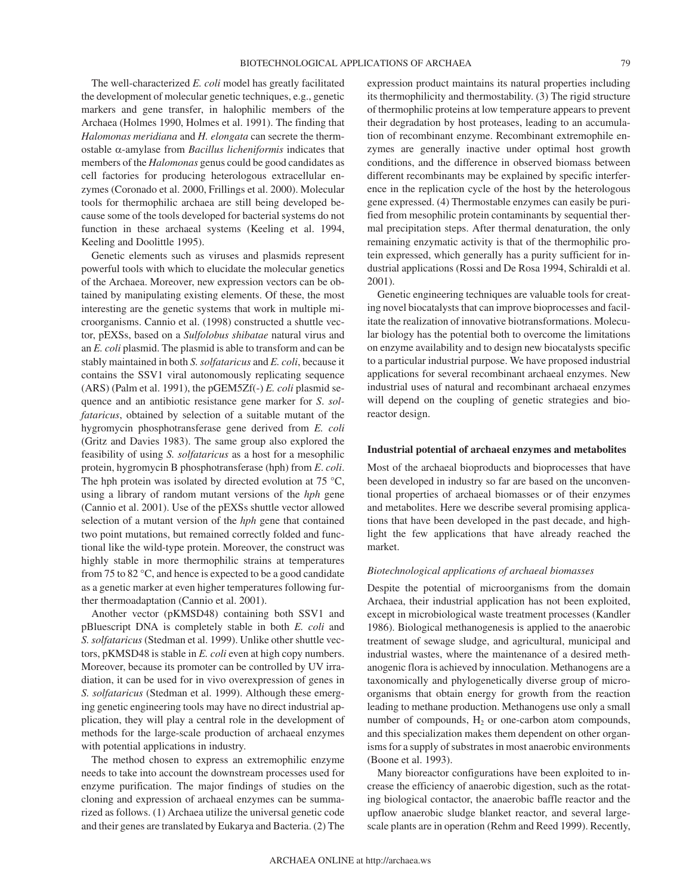The well-characterized *E. coli* model has greatly facilitated the development of molecular genetic techniques, e.g., genetic markers and gene transfer, in halophilic members of the Archaea (Holmes 1990, Holmes et al. 1991). The finding that *Halomonas meridiana* and *H. elongata* can secrete the thermostable α-amylase from *Bacillus licheniformis* indicates that members of the *Halomonas* genus could be good candidates as cell factories for producing heterologous extracellular enzymes (Coronado et al. 2000, Frillings et al. 2000). Molecular tools for thermophilic archaea are still being developed because some of the tools developed for bacterial systems do not function in these archaeal systems (Keeling et al. 1994, Keeling and Doolittle 1995).

Genetic elements such as viruses and plasmids represent powerful tools with which to elucidate the molecular genetics of the Archaea. Moreover, new expression vectors can be obtained by manipulating existing elements. Of these, the most interesting are the genetic systems that work in multiple microorganisms. Cannio et al. (1998) constructed a shuttle vector, pEXSs, based on a *Sulfolobus shibatae* natural virus and an *E. coli* plasmid. The plasmid is able to transform and can be stably maintained in both *S. solfataricus* and *E. coli*, because it contains the SSV1 viral autonomously replicating sequence (ARS) (Palm et al. 1991), the pGEM5Zf(-) *E. coli* plasmid sequence and an antibiotic resistance gene marker for *S. solfataricus*, obtained by selection of a suitable mutant of the hygromycin phosphotransferase gene derived from *E. coli* (Gritz and Davies 1983). The same group also explored the feasibility of using *S. solfataricus* as a host for a mesophilic protein, hygromycin B phosphotransferase (hph) from *E. coli*. The hph protein was isolated by directed evolution at 75 °C, using a library of random mutant versions of the *hph* gene (Cannio et al. 2001). Use of the pEXSs shuttle vector allowed selection of a mutant version of the *hph* gene that contained two point mutations, but remained correctly folded and functional like the wild-type protein. Moreover, the construct was highly stable in more thermophilic strains at temperatures from 75 to 82 °C, and hence is expected to be a good candidate as a genetic marker at even higher temperatures following further thermoadaptation (Cannio et al. 2001).

Another vector (pKMSD48) containing both SSV1 and pBluescript DNA is completely stable in both *E. coli* and *S. solfataricus* (Stedman et al. 1999). Unlike other shuttle vectors, pKMSD48 is stable in *E. coli* even at high copy numbers. Moreover, because its promoter can be controlled by UV irradiation, it can be used for in vivo overexpression of genes in *S. solfataricus* (Stedman et al. 1999). Although these emerging genetic engineering tools may have no direct industrial application, they will play a central role in the development of methods for the large-scale production of archaeal enzymes with potential applications in industry.

The method chosen to express an extremophilic enzyme needs to take into account the downstream processes used for enzyme purification. The major findings of studies on the cloning and expression of archaeal enzymes can be summarized as follows. (1) Archaea utilize the universal genetic code and their genes are translated by Eukarya and Bacteria. (2) The expression product maintains its natural properties including its thermophilicity and thermostability. (3) The rigid structure of thermophilic proteins at low temperature appears to prevent their degradation by host proteases, leading to an accumulation of recombinant enzyme. Recombinant extremophile enzymes are generally inactive under optimal host growth conditions, and the difference in observed biomass between different recombinants may be explained by specific interference in the replication cycle of the host by the heterologous gene expressed. (4) Thermostable enzymes can easily be purified from mesophilic protein contaminants by sequential thermal precipitation steps. After thermal denaturation, the only remaining enzymatic activity is that of the thermophilic protein expressed, which generally has a purity sufficient for industrial applications (Rossi and De Rosa 1994, Schiraldi et al. 2001).

Genetic engineering techniques are valuable tools for creating novel biocatalysts that can improve bioprocesses and facilitate the realization of innovative biotransformations. Molecular biology has the potential both to overcome the limitations on enzyme availability and to design new biocatalysts specific to a particular industrial purpose. We have proposed industrial applications for several recombinant archaeal enzymes. New industrial uses of natural and recombinant archaeal enzymes will depend on the coupling of genetic strategies and bioreactor design.

## Industrial potential of archaeal enzymes and metabolites

Most of the archaeal bioproducts and bioprocesses that have been developed in industry so far are based on the unconventional properties of archaeal biomasses or of their enzymes and metabolites. Here we describe several promising applications that have been developed in the past decade, and highlight the few applications that have already reached the market.

### *Biotechnological applications of archaeal biomasses*

Despite the potential of microorganisms from the domain Archaea, their industrial application has not been exploited, except in microbiological waste treatment processes (Kandler 1986). Biological methanogenesis is applied to the anaerobic treatment of sewage sludge, and agricultural, municipal and industrial wastes, where the maintenance of a desired methanogenic flora is achieved by innoculation. Methanogens are a taxonomically and phylogenetically diverse group of microorganisms that obtain energy for growth from the reaction leading to methane production. Methanogens use only a small number of compounds, $H_2$ or one-carbon atom compounds, and this specialization makes them dependent on other organisms for a supply of substrates in most anaerobic environments (Boone et al. 1993).

Many bioreactor configurations have been exploited to increase the efficiency of anaerobic digestion, such as the rotating biological contactor, the anaerobic baffle reactor and the upflow anaerobic sludge blanket reactor, and several large-scale plants are in operation (Rehm and Reed 1999). Recently,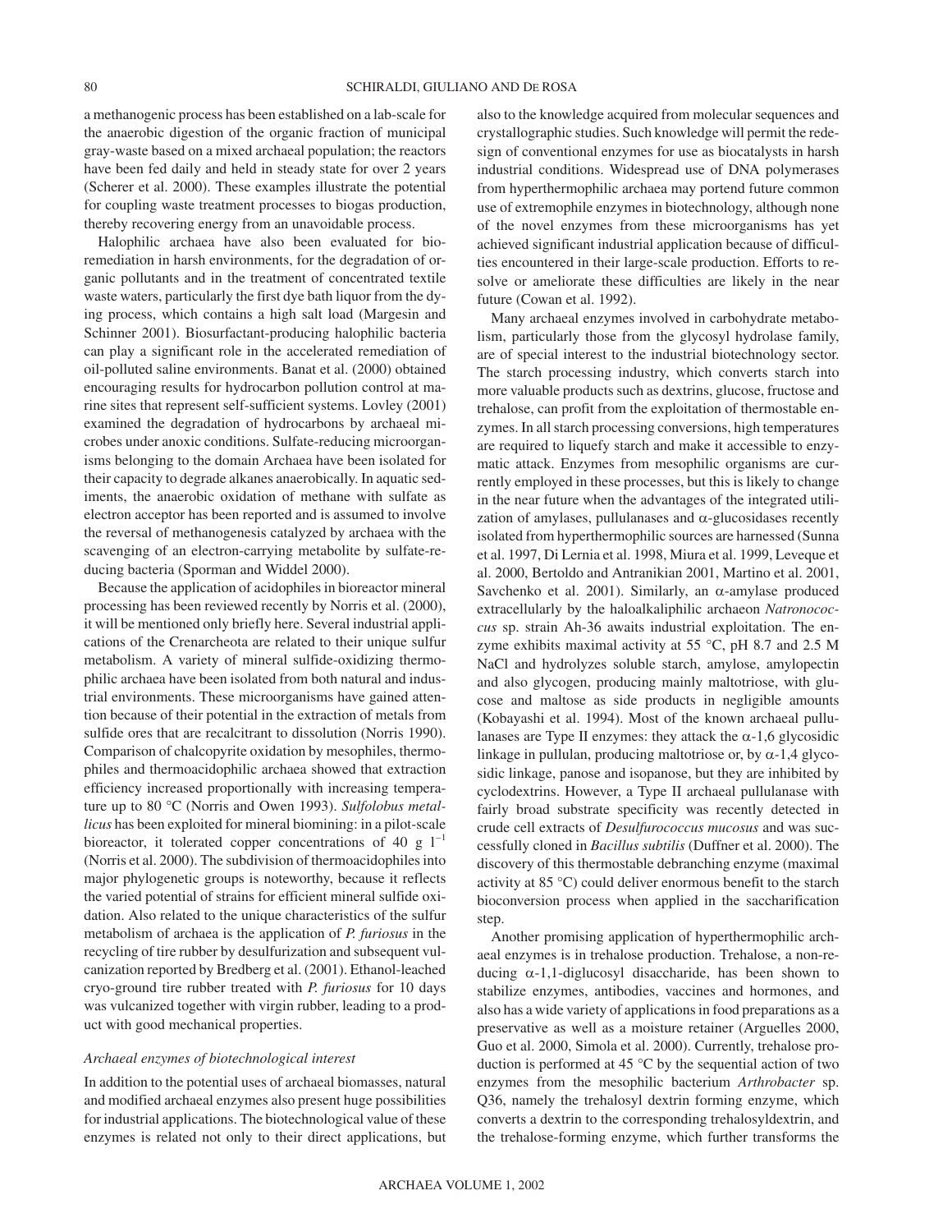a methanogenic process has been established on a lab-scale for the anaerobic digestion of the organic fraction of municipal gray-waste based on a mixed archaeal population; the reactors have been fed daily and held in steady state for over 2 years (Scherer et al. 2000). These examples illustrate the potential for coupling waste treatment processes to biogas production, thereby recovering energy from an unavoidable process.

Halophilic archaea have also been evaluated for bioremediation in harsh environments, for the degradation of organic pollutants and in the treatment of concentrated textile waste waters, particularly the first dye bath liquor from the dying process, which contains a high salt load (Margesin and Schinner 2001). Biosurfactant-producing halophilic bacteria can play a significant role in the accelerated remediation of oil-polluted saline environments. Banat et al. (2000) obtained encouraging results for hydrocarbon pollution control at marine sites that represent self-sufficient systems. Lovley (2001) examined the degradation of hydrocarbons by archaeal microbes under anoxic conditions. Sulfate-reducing microorganisms belonging to the domain Archaea have been isolated for their capacity to degrade alkanes anaerobically. In aquatic sediments, the anaerobic oxidation of methane with sulfate as electron acceptor has been reported and is assumed to involve the reversal of methanogenesis catalyzed by archaea with the scavenging of an electron-carrying metabolite by sulfate-reducing bacteria (Sporman and Widdel 2000).

Because the application of acidophiles in bioreactor mineral processing has been reviewed recently by Norris et al. (2000), it will be mentioned only briefly here. Several industrial applications of the Crenarcheota are related to their unique sulfur metabolism. A variety of mineral sulfide-oxidizing thermophilic archaea have been isolated from both natural and industrial environments. These microorganisms have gained attention because of their potential in the extraction of metals from sulfide ores that are recalcitrant to dissolution (Norris 1990). Comparison of chalcopyrite oxidation by mesophiles, thermophiles and thermoacidophilic archaea showed that extraction efficiency increased proportionally with increasing temperature up to 80 °C (Norris and Owen 1993). *Sulfolobus metallicus* has been exploited for mineral biomining: in a pilot-scale bioreactor, it tolerated copper concentrations of 40 g $l^{-1}$ (Norris et al. 2000). The subdivision of thermoacidophiles into major phylogenetic groups is noteworthy, because it reflects the varied potential of strains for efficient mineral sulfide oxidation. Also related to the unique characteristics of the sulfur metabolism of archaea is the application of *P. furiosus* in the recycling of tire rubber by desulfurization and subsequent vulcanization reported by Bredberg et al. (2001). Ethanol-leached cryo-ground tire rubber treated with *P. furiosus* for 10 days was vulcanized together with virgin rubber, leading to a product with good mechanical properties.

### *Archaeal enzymes of biotechnological interest*

In addition to the potential uses of archaeal biomasses, natural and modified archaeal enzymes also present huge possibilities for industrial applications. The biotechnological value of these enzymes is related not only to their direct applications, but also to the knowledge acquired from molecular sequences and crystallographic studies. Such knowledge will permit the redesign of conventional enzymes for use as biocatalysts in harsh industrial conditions. Widespread use of DNA polymerases from hyperthermophilic archaea may portend future common use of extremophile enzymes in biotechnology, although none of the novel enzymes from these microorganisms has yet achieved significant industrial application because of difficulties encountered in their large-scale production. Efforts to resolve or ameliorate these difficulties are likely in the near future (Cowan et al. 1992).

Many archaeal enzymes involved in carbohydrate metabolism, particularly those from the glycosyl hydrolase family, are of special interest to the industrial biotechnology sector. The starch processing industry, which converts starch into more valuable products such as dextrins, glucose, fructose and trehalose, can profit from the exploitation of thermostable enzymes. In all starch processing conversions, high temperatures are required to liquefy starch and make it accessible to enzymatic attack. Enzymes from mesophilic organisms are currently employed in these processes, but this is likely to change in the near future when the advantages of the integrated utilization of amylases, pullulanases and α-glucosidases recently isolated from hyperthermophilic sources are harnessed (Sunna et al. 1997, Di Lernia et al. 1998, Miura et al. 1999, Leveque et al. 2000, Bertoldo and Antranikian 2001, Martino et al. 2001, Savchenko et al. 2001). Similarly, an α-amylase produced extracellularly by the haloalkaliphilic archaeon *Natronococcus* sp. strain Ah-36 awaits industrial exploitation. The enzyme exhibits maximal activity at 55 °C, pH 8.7 and 2.5 M NaCl and hydrolyzes soluble starch, amylose, amylopectin and also glycogen, producing mainly maltotriose, with glucose and maltose as side products in negligible amounts (Kobayashi et al. 1994). Most of the known archaeal pullulanases are Type II enzymes: they attack the α-1,6 glycosidic linkage in pullulan, producing maltotriose or, by α-1,4 glycosidic linkage, panose and isopanose, but they are inhibited by cyclodextrins. However, a Type II archaeal pullulanase with fairly broad substrate specificity was recently detected in crude cell extracts of *Desulfurococcus mucosus* and was successfully cloned in *Bacillus subtilis* (Duffner et al. 2000). The discovery of this thermostable debranching enzyme (maximal activity at 85 °C) could deliver enormous benefit to the starch bioconversion process when applied in the saccharification step.

Another promising application of hyperthermophilic archaeal enzymes is in trehalose production. Trehalose, a non-reducing α-1,1-diglucosyl disaccharide, has been shown to stabilize enzymes, antibodies, vaccines and hormones, and also has a wide variety of applications in food preparations as a preservative as well as a moisture retainer (Arguelles 2000, Guo et al. 2000, Simola et al. 2000). Currently, trehalose production is performed at 45 °C by the sequential action of two enzymes from the mesophilic bacterium *Arthrobacter* sp. Q36, namely the trehalosyl dextrin forming enzyme, which converts a dextrin to the corresponding trehalosyldextrin, and the trehalose-forming enzyme, which further transforms the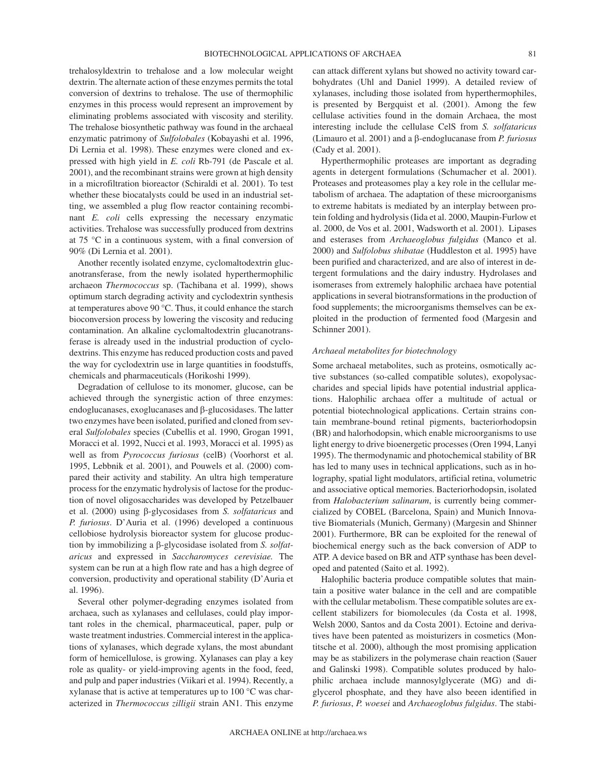trehalosyldextrin to trehalose and a low molecular weight dextrin. The alternate action of these enzymes permits the total conversion of dextrins to trehalose. The use of thermophilic enzymes in this process would represent an improvement by eliminating problems associated with viscosity and sterility. The trehalose biosynthetic pathway was found in the archaeal enzymatic patrimony of *Sulfolobales* (Kobayashi et al. 1996, Di Lernia et al. 1998). These enzymes were cloned and expressed with high yield in *E. coli* Rb-791 (de Pascale et al. 2001), and the recombinant strains were grown at high density in a microfiltration bioreactor (Schiraldi et al. 2001). To test whether these biocatalysts could be used in an industrial setting, we assembled a plug flow reactor containing recombinant *E. coli* cells expressing the necessary enzymatic activities. Trehalose was successfully produced from dextrins at 75 °C in a continuous system, with a final conversion of 90% (Di Lernia et al. 2001).

Another recently isolated enzyme, cyclomaltodextrin glucanotransferase, from the newly isolated hyperthermophilic archaeon *Thermococcus* sp. (Tachibana et al. 1999), shows optimum starch degrading activity and cyclodextrin synthesis at temperatures above 90 °C. Thus, it could enhance the starch bioconversion process by lowering the viscosity and reducing contamination. An alkaline cyclomaltodextrin glucanotransferase is already used in the industrial production of cyclodextrins. This enzyme has reduced production costs and paved the way for cyclodextrin use in large quantities in foodstuffs, chemicals and pharmaceuticals (Horikoshi 1999).

Degradation of cellulose to its monomer, glucose, can be achieved through the synergistic action of three enzymes: endoglucanases, exoglucanases and β-glucosidases. The latter two enzymes have been isolated, purified and cloned from several *Sulfolobales* species (Cubellis et al. 1990, Grogan 1991, Moracci et al. 1992, Nucci et al. 1993, Moracci et al. 1995) as well as from *Pyrococcus furiosus* (celB) (Voorhorst et al. 1995, Lebbnik et al. 2001), and Pouwels et al. (2000) compared their activity and stability. An ultra high temperature process for the enzymatic hydrolysis of lactose for the production of novel oligosaccharides was developed by Petzelbauer et al. (2000) using β-glycosidases from *S. solfataricus* and *P. furiosus*. D'Auria et al. (1996) developed a continuous cellobiose hydrolysis bioreactor system for glucose production by immobilizing a β-glycosidase isolated from *S. solfataricus* and expressed in *Saccharomyces cerevisiae.* The system can be run at a high flow rate and has a high degree of conversion, productivity and operational stability (D'Auria et al. 1996).

Several other polymer-degrading enzymes isolated from archaea, such as xylanases and cellulases, could play important roles in the chemical, pharmaceutical, paper, pulp or waste treatment industries. Commercial interest in the applications of xylanases, which degrade xylans, the most abundant form of hemicellulose, is growing. Xylanases can play a key role as quality- or yield-improving agents in the food, feed, and pulp and paper industries (Viikari et al. 1994). Recently, a xylanase that is active at temperatures up to 100 °C was characterized in *Thermococcus zilligii* strain AN1. This enzyme can attack different xylans but showed no activity toward carbohydrates (Uhl and Daniel 1999). A detailed review of xylanases, including those isolated from hyperthermophiles, is presented by Bergquist et al. (2001). Among the few cellulase activities found in the domain Archaea, the most interesting include the cellulase CelS from *S. solfataricus* (Limauro et al. 2001) and a β-endoglucanase from *P. furiosus* (Cady et al. 2001).

Hyperthermophilic proteases are important as degrading agents in detergent formulations (Schumacher et al. 2001). Proteases and proteasomes play a key role in the cellular metabolism of archaea. The adaptation of these microorganisms to extreme habitats is mediated by an interplay between protein folding and hydrolysis (Iida et al. 2000, Maupin-Furlow et al. 2000, de Vos et al. 2001, Wadsworth et al. 2001). Lipases and esterases from *Archaeoglobus fulgidus* (Manco et al. 2000) and *Sulfolobus shibatae* (Huddleston et al. 1995) have been purified and characterized, and are also of interest in detergent formulations and the dairy industry. Hydrolases and isomerases from extremely halophilic archaea have potential applications in several biotransformations in the production of food supplements; the microorganisms themselves can be exploited in the production of fermented food (Margesin and Schinner 2001).

### *Archaeal metabolites for biotechnology*

Some archaeal metabolites, such as proteins, osmotically active substances (so-called compatible solutes), exopolysaccharides and special lipids have potential industrial applications. Halophilic archaea offer a multitude of actual or potential biotechnological applications. Certain strains contain membrane-bound retinal pigments, bacteriorhodopsin (BR) and halorhodopsin, which enable microorganisms to use light energy to drive bioenergetic processes (Oren 1994, Lanyi 1995). The thermodynamic and photochemical stability of BR has led to many uses in technical applications, such as in holography, spatial light modulators, artificial retina, volumetric and associative optical memories. Bacteriorhodopsin, isolated from *Halobacterium salinarum*, is currently being commercialized by COBEL (Barcelona, Spain) and Munich Innovative Biomaterials (Munich, Germany) (Margesin and Shinner 2001). Furthermore, BR can be exploited for the renewal of biochemical energy such as the back conversion of ADP to ATP. A device based on BR and ATP synthase has been developed and patented (Saito et al. 1992).

Halophilic bacteria produce compatible solutes that maintain a positive water balance in the cell and are compatible with the cellular metabolism. These compatible solutes are excellent stabilizers for biomolecules (da Costa et al. 1998, Welsh 2000, Santos and da Costa 2001). Ectoine and derivatives have been patented as moisturizers in cosmetics (Montitsche et al. 2000), although the most promising application may be as stabilizers in the polymerase chain reaction (Sauer and Galinski 1998). Compatible solutes produced by halophilic archaea include mannosylglycerate (MG) and diglycerol phosphate, and they have also beeen identified in *P. furiosus*, *P. woesei* and *Archaeoglobus fulgidus*. The stabi-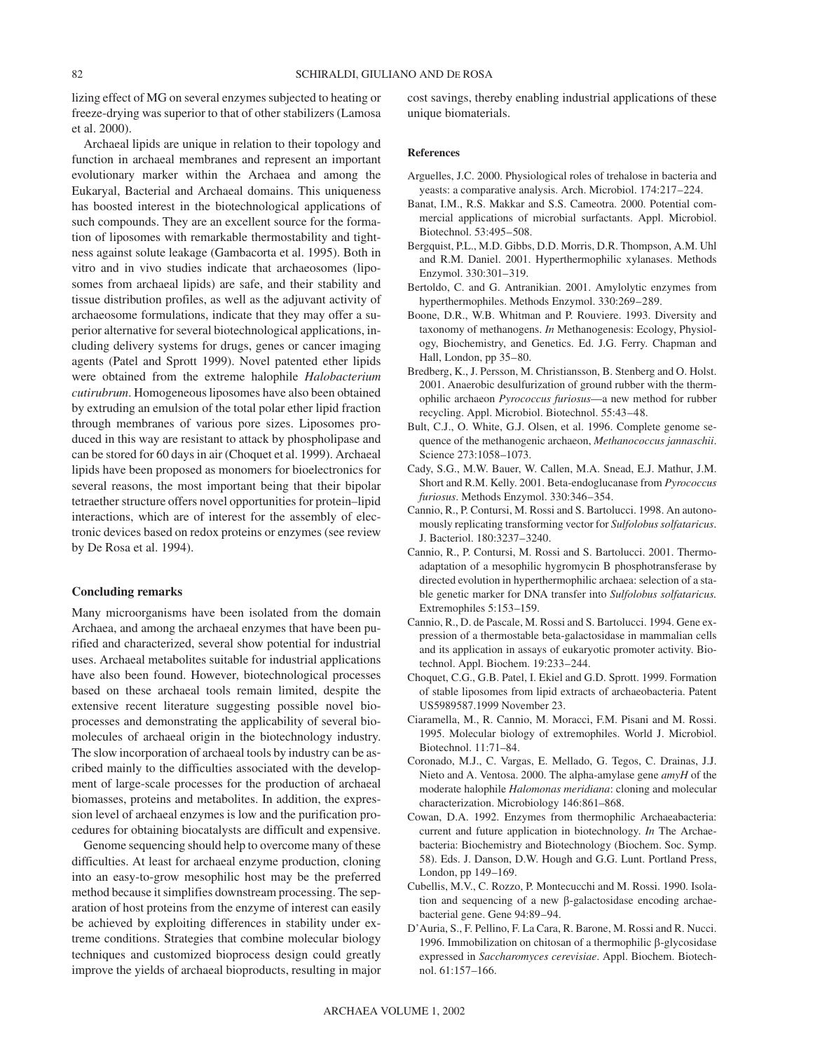lizing effect of MG on several enzymes subjected to heating or freeze-drying was superior to that of other stabilizers (Lamosa et al. 2000).

Archaeal lipids are unique in relation to their topology and function in archaeal membranes and represent an important evolutionary marker within the Archaea and among the Eukaryal, Bacterial and Archaeal domains. This uniqueness has boosted interest in the biotechnological applications of such compounds. They are an excellent source for the formation of liposomes with remarkable thermostability and tightness against solute leakage (Gambacorta et al. 1995). Both in vitro and in vivo studies indicate that archaeosomes (liposomes from archaeal lipids) are safe, and their stability and tissue distribution profiles, as well as the adjuvant activity of archaeosome formulations, indicate that they may offer a superior alternative for several biotechnological applications, including delivery systems for drugs, genes or cancer imaging agents (Patel and Sprott 1999). Novel patented ether lipids were obtained from the extreme halophile *Halobacterium cutirubrum*. Homogeneous liposomes have also been obtained by extruding an emulsion of the total polar ether lipid fraction through membranes of various pore sizes. Liposomes produced in this way are resistant to attack by phospholipase and can be stored for 60 days in air (Choquet et al. 1999). Archaeal lipids have been proposed as monomers for bioelectronics for several reasons, the most important being that their bipolar tetraether structure offers novel opportunities for protein–lipid interactions, which are of interest for the assembly of electronic devices based on redox proteins or enzymes (see review by De Rosa et al. 1994).

## Concluding remarks

Many microorganisms have been isolated from the domain Archaea, and among the archaeal enzymes that have been purified and characterized, several show potential for industrial uses. Archaeal metabolites suitable for industrial applications have also been found. However, biotechnological processes based on these archaeal tools remain limited, despite the extensive recent literature suggesting possible novel bioprocesses and demonstrating the applicability of several biomolecules of archaeal origin in the biotechnology industry. The slow incorporation of archaeal tools by industry can be ascribed mainly to the difficulties associated with the development of large-scale processes for the production of archaeal biomasses, proteins and metabolites. In addition, the expression level of archaeal enzymes is low and the purification procedures for obtaining biocatalysts are difficult and expensive.

Genome sequencing should help to overcome many of these difficulties. At least for archaeal enzyme production, cloning into an easy-to-grow mesophilic host may be the preferred method because it simplifies downstream processing. The separation of host proteins from the enzyme of interest can easily be achieved by exploiting differences in stability under extreme conditions. Strategies that combine molecular biology techniques and customized bioprocess design could greatly improve the yields of archaeal bioproducts, resulting in major cost savings, thereby enabling industrial applications of these unique biomaterials.

## References

Arguelles, J.C. 2000. Physiological roles of trehalose in bacteria and yeasts: a comparative analysis. Arch. Microbiol. 174:217–224.

Banat, I.M., R.S. Makkar and S.S. Cameotra. 2000. Potential commercial applications of microbial surfactants. Appl. Microbiol. Biotechnol. 53:495–508.

Bergquist, P.L., M.D. Gibbs, D.D. Morris, D.R. Thompson, A.M. Uhl and R.M. Daniel. 2001. Hyperthermophilic xylanases. Methods Enzymol. 330:301–319.

Bertoldo, C. and G. Antranikian. 2001. Amylolytic enzymes from hyperthermophiles. Methods Enzymol. 330:269–289.

Boone, D.R., W.B. Whitman and P. Rouviere. 1993. Diversity and taxonomy of methanogens. *In* Methanogenesis: Ecology, Physiology, Biochemistry, and Genetics. Ed. J.G. Ferry. Chapman and Hall, London, pp 35–80.

Bredberg, K., J. Persson, M. Christiansson, B. Stenberg and O. Holst. 2001. Anaerobic desulfurization of ground rubber with the thermophilic archaeon *Pyrococcus furiosus*—a new method for rubber recycling. Appl. Microbiol. Biotechnol. 55:43–48.

Bult, C.J., O. White, G.J. Olsen, et al. 1996. Complete genome sequence of the methanogenic archaeon, *Methanococcus jannaschii*. Science 273:1058–1073.

Cady, S.G., M.W. Bauer, W. Callen, M.A. Snead, E.J. Mathur, J.M. Short and R.M. Kelly. 2001. Beta-endoglucanase from *Pyrococcus furiosus*. Methods Enzymol. 330:346–354.

Cannio, R., P. Contursi, M. Rossi and S. Bartolucci. 1998. An autonomously replicating transforming vector for *Sulfolobus solfataricus*. J. Bacteriol. 180:3237–3240.

Cannio, R., P. Contursi, M. Rossi and S. Bartolucci. 2001. Thermoadaptation of a mesophilic hygromycin B phosphotransferase by directed evolution in hyperthermophilic archaea: selection of a stable genetic marker for DNA transfer into *Sulfolobus solfataricus.* Extremophiles 5:153–159.

Cannio, R., D. de Pascale, M. Rossi and S. Bartolucci. 1994. Gene expression of a thermostable beta-galactosidase in mammalian cells and its application in assays of eukaryotic promoter activity. Biotechnol. Appl. Biochem. 19:233–244.

Choquet, C.G., G.B. Patel, I. Ekiel and G.D. Sprott. 1999. Formation of stable liposomes from lipid extracts of archaeobacteria. Patent US5989587.1999 November 23.

Ciaramella, M., R. Cannio, M. Moracci, F.M. Pisani and M. Rossi. 1995. Molecular biology of extremophiles. World J. Microbiol. Biotechnol. 11:71–84.

Coronado, M.J., C. Vargas, E. Mellado, G. Tegos, C. Drainas, J.J. Nieto and A. Ventosa. 2000. The alpha-amylase gene *amyH* of the moderate halophile *Halomonas meridiana*: cloning and molecular characterization. Microbiology 146:861–868.

Cowan, D.A. 1992. Enzymes from thermophilic Archaeabacteria: current and future application in biotechnology. *In* The Archaebacteria: Biochemistry and Biotechnology (Biochem. Soc. Symp. 58). Eds. J. Danson, D.W. Hough and G.G. Lunt. Portland Press, London, pp 149–169.

Cubellis, M.V., C. Rozzo, P. Montecucchi and M. Rossi. 1990. Isolation and sequencing of a new β-galactosidase encoding archaebacterial gene. Gene 94:89–94.

D'Auria, S., F. Pellino, F. La Cara, R. Barone, M. Rossi and R. Nucci. 1996. Immobilization on chitosan of a thermophilic β-glycosidase expressed in *Saccharomyces cerevisiae*. Appl. Biochem. Biotechnol. 61:157–166.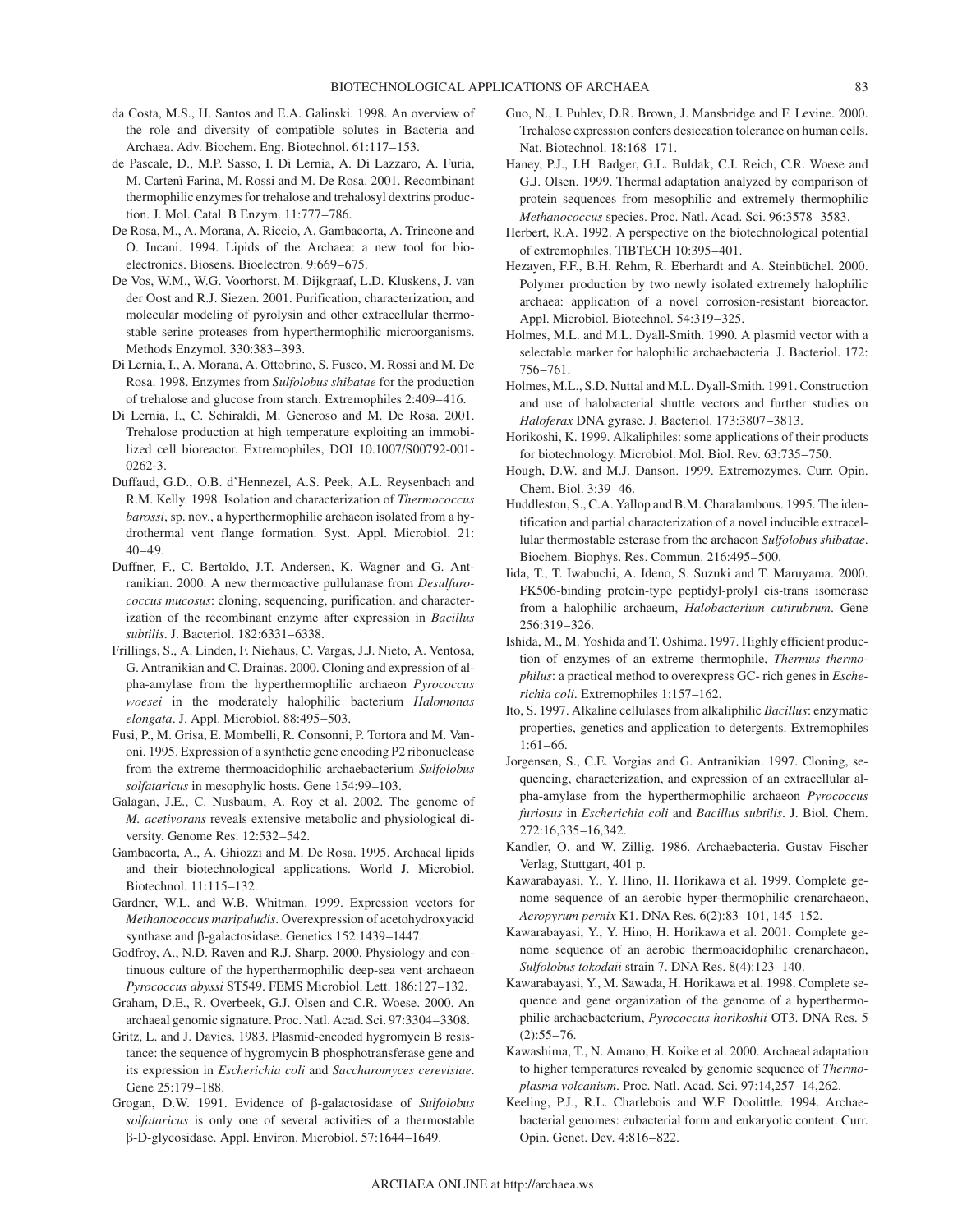da Costa, M.S., H. Santos and E.A. Galinski. 1998. An overview of the role and diversity of compatible solutes in Bacteria and Archaea. Adv. Biochem. Eng. Biotechnol. 61:117–153.

de Pascale, D., M.P. Sasso, I. Di Lernia, A. Di Lazzaro, A. Furia, M. Cartenì Farina, M. Rossi and M. De Rosa. 2001. Recombinant thermophilic enzymes for trehalose and trehalosyl dextrins production. J. Mol. Catal. B Enzym. 11:777–786.

De Rosa, M., A. Morana, A. Riccio, A. Gambacorta, A. Trincone and O. Incani. 1994. Lipids of the Archaea: a new tool for bioelectronics. Biosens. Bioelectron. 9:669–675.

De Vos, W.M., W.G. Voorhorst, M. Dijkgraaf, L.D. Kluskens, J. van der Oost and R.J. Siezen. 2001. Purification, characterization, and molecular modeling of pyrolysin and other extracellular thermostable serine proteases from hyperthermophilic microorganisms. Methods Enzymol. 330:383–393.

Di Lernia, I., A. Morana, A. Ottobrino, S. Fusco, M. Rossi and M. De Rosa. 1998. Enzymes from *Sulfolobus shibatae* for the production of trehalose and glucose from starch. Extremophiles 2:409–416.

Di Lernia, I., C. Schiraldi, M. Generoso and M. De Rosa. 2001. Trehalose production at high temperature exploiting an immobilized cell bioreactor. Extremophiles, DOI 10.1007/S00792-001-0262-3.

Duffaud, G.D., O.B. d'Hennezel, A.S. Peek, A.L. Reysenbach and R.M. Kelly. 1998. Isolation and characterization of *Thermococcus barossi*, sp. nov., a hyperthermophilic archaeon isolated from a hydrothermal vent flange formation. Syst. Appl. Microbiol. 21: 40–49.

Duffner, F., C. Bertoldo, J.T. Andersen, K. Wagner and G. Antranikian. 2000. A new thermoactive pullulanase from *Desulfurococcus mucosus*: cloning, sequencing, purification, and characterization of the recombinant enzyme after expression in *Bacillus subtilis*. J. Bacteriol. 182:6331–6338.

Frillings, S., A. Linden, F. Niehaus, C. Vargas, J.J. Nieto, A. Ventosa, G. Antranikian and C. Drainas. 2000. Cloning and expression of alpha-amylase from the hyperthermophilic archaeon *Pyrococcus woesei* in the moderately halophilic bacterium *Halomonas elongata*. J. Appl. Microbiol. 88:495–503.

Fusi, P., M. Grisa, E. Mombelli, R. Consonni, P. Tortora and M. Vanoni. 1995. Expression of a synthetic gene encoding P2 ribonuclease from the extreme thermoacidophilic archaebacterium *Sulfolobus solfataricus* in mesophylic hosts. Gene 154:99–103.

Galagan, J.E., C. Nusbaum, A. Roy et al. 2002. The genome of *M. acetivorans* reveals extensive metabolic and physiological diversity. Genome Res. 12:532–542.

Gambacorta, A., A. Ghiozzi and M. De Rosa. 1995. Archaeal lipids and their biotechnological applications. World J. Microbiol. Biotechnol. 11:115–132.

Gardner, W.L. and W.B. Whitman. 1999. Expression vectors for *Methanococcus maripaludis*. Overexpression of acetohydroxyacid synthase and β-galactosidase. Genetics 152:1439–1447.

Godfroy, A., N.D. Raven and R.J. Sharp. 2000. Physiology and continuous culture of the hyperthermophilic deep-sea vent archaeon *Pyrococcus abyssi* ST549. FEMS Microbiol. Lett. 186:127–132.

Graham, D.E., R. Overbeek, G.J. Olsen and C.R. Woese. 2000. An archaeal genomic signature. Proc. Natl. Acad. Sci. 97:3304–3308.

Gritz, L. and J. Davies. 1983. Plasmid-encoded hygromycin B resistance: the sequence of hygromycin B phosphotransferase gene and its expression in *Escherichia coli* and *Saccharomyces cerevisiae*. Gene 25:179–188.

Grogan, D.W. 1991. Evidence of β-galactosidase of *Sulfolobus solfataricus* is only one of several activities of a thermostable β-D-glycosidase. Appl. Environ. Microbiol. 57:1644–1649.

Guo, N., I. Puhlev, D.R. Brown, J. Mansbridge and F. Levine. 2000. Trehalose expression confers desiccation tolerance on human cells. Nat. Biotechnol. 18:168–171.

Haney, P.J., J.H. Badger, G.L. Buldak, C.I. Reich, C.R. Woese and G.J. Olsen. 1999. Thermal adaptation analyzed by comparison of protein sequences from mesophilic and extremely thermophilic *Methanococcus* species. Proc. Natl. Acad. Sci. 96:3578–3583.

Herbert, R.A. 1992. A perspective on the biotechnological potential of extremophiles. TIBTECH 10:395–401.

Hezayen, F.F., B.H. Rehm, R. Eberhardt and A. Steinbüchel. 2000. Polymer production by two newly isolated extremely halophilic archaea: application of a novel corrosion-resistant bioreactor. Appl. Microbiol. Biotechnol. 54:319–325.

Holmes, M.L. and M.L. Dyall-Smith. 1990. A plasmid vector with a selectable marker for halophilic archaebacteria. J. Bacteriol. 172: 756–761.

Holmes, M.L., S.D. Nuttal and M.L. Dyall-Smith. 1991. Construction and use of halobacterial shuttle vectors and further studies on *Haloferax* DNA gyrase. J. Bacteriol. 173:3807–3813.

Horikoshi, K. 1999. Alkaliphiles: some applications of their products for biotechnology. Microbiol. Mol. Biol. Rev. 63:735–750.

Hough, D.W. and M.J. Danson. 1999. Extremozymes. Curr. Opin. Chem. Biol. 3:39–46.

Huddleston, S., C.A. Yallop and B.M. Charalambous. 1995. The identification and partial characterization of a novel inducible extracellular thermostable esterase from the archaeon *Sulfolobus shibatae*. Biochem. Biophys. Res. Commun. 216:495–500.

Iida, T., T. Iwabuchi, A. Ideno, S. Suzuki and T. Maruyama. 2000. FK506-binding protein-type peptidyl-prolyl cis-trans isomerase from a halophilic archaeum, *Halobacterium cutirubrum*. Gene 256:319–326.

Ishida, M., M. Yoshida and T. Oshima. 1997. Highly efficient production of enzymes of an extreme thermophile, *Thermus thermophilus*: a practical method to overexpress GC- rich genes in *Escherichia coli*. Extremophiles 1:157–162.

Ito, S. 1997. Alkaline cellulases from alkaliphilic *Bacillus*: enzymatic properties, genetics and application to detergents. Extremophiles 1:61–66.

Jorgensen, S., C.E. Vorgias and G. Antranikian. 1997. Cloning, sequencing, characterization, and expression of an extracellular alpha-amylase from the hyperthermophilic archaeon *Pyrococcus furiosus* in *Escherichia coli* and *Bacillus subtilis*. J. Biol. Chem. 272:16,335–16,342.

Kandler, O. and W. Zillig. 1986. Archaebacteria. Gustav Fischer Verlag, Stuttgart, 401 p.

Kawarabayasi, Y., Y. Hino, H. Horikawa et al. 1999. Complete genome sequence of an aerobic hyper-thermophilic crenarchaeon, *Aeropyrum pernix* K1. DNA Res. 6(2):83–101, 145–152.

Kawarabayasi, Y., Y. Hino, H. Horikawa et al. 2001. Complete genome sequence of an aerobic thermoacidophilic crenarchaeon, *Sulfolobus tokodaii* strain 7. DNA Res. 8(4):123–140.

Kawarabayasi, Y., M. Sawada, H. Horikawa et al. 1998. Complete sequence and gene organization of the genome of a hyperthermophilic archaebacterium, *Pyrococcus horikoshii* OT3. DNA Res. 5 (2):55–76.

Kawashima, T., N. Amano, H. Koike et al. 2000. Archaeal adaptation to higher temperatures revealed by genomic sequence of *Thermoplasma volcanium*. Proc. Natl. Acad. Sci. 97:14,257–14,262.

Keeling, P.J., R.L. Charlebois and W.F. Doolittle. 1994. Archaebacterial genomes: eubacterial form and eukaryotic content. Curr. Opin. Genet. Dev. 4:816–822.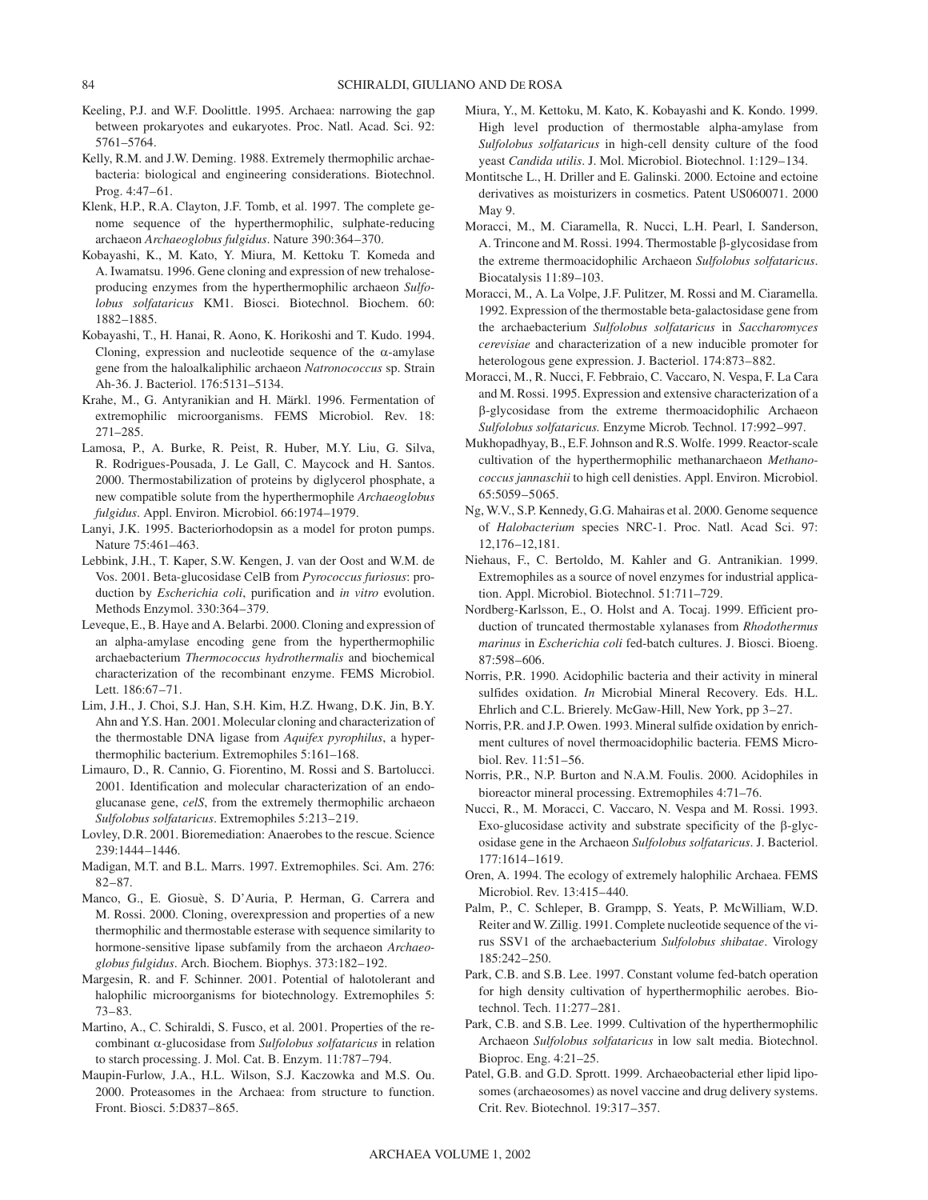Keeling, P.J. and W.F. Doolittle. 1995. Archaea: narrowing the gap between prokaryotes and eukaryotes. Proc. Natl. Acad. Sci. 92: 5761–5764.

Kelly, R.M. and J.W. Deming. 1988. Extremely thermophilic archaebacteria: biological and engineering considerations. Biotechnol. Prog. 4:47–61.

Klenk, H.P., R.A. Clayton, J.F. Tomb, et al. 1997. The complete genome sequence of the hyperthermophilic, sulphate-reducing archaeon *Archaeoglobus fulgidus*. Nature 390:364–370.

Kobayashi, K., M. Kato, Y. Miura, M. Kettoku T. Komeda and A. Iwamatsu. 1996. Gene cloning and expression of new trehalose-producing enzymes from the hyperthermophilic archaeon *Sulfolobus solfataricus* KM1. Biosci. Biotechnol. Biochem. 60: 1882–1885.

Kobayashi, T., H. Hanai, R. Aono, K. Horikoshi and T. Kudo. 1994. Cloning, expression and nucleotide sequence of the α-amylase gene from the haloalkaliphilic archaeon *Natronococcus* sp. Strain Ah-36. J. Bacteriol. 176:5131–5134.

Krahe, M., G. Antyranikian and H. Märkl. 1996. Fermentation of extremophilic microorganisms. FEMS Microbiol. Rev. 18: 271–285.

Lamosa, P., A. Burke, R. Peist, R. Huber, M.Y. Liu, G. Silva, R. Rodrigues-Pousada, J. Le Gall, C. Maycock and H. Santos. 2000. Thermostabilization of proteins by diglycerol phosphate, a new compatible solute from the hyperthermophile *Archaeoglobus fulgidus*. Appl. Environ. Microbiol. 66:1974–1979.

Lanyi, J.K. 1995. Bacteriorhodopsin as a model for proton pumps. Nature 75:461–463.

Lebbink, J.H., T. Kaper, S.W. Kengen, J. van der Oost and W.M. de Vos. 2001. Beta-glucosidase CelB from *Pyrococcus furiosus*: production by *Escherichia coli*, purification and *in vitro* evolution. Methods Enzymol. 330:364–379.

Leveque, E., B. Haye and A. Belarbi. 2000. Cloning and expression of an alpha-amylase encoding gene from the hyperthermophilic archaebacterium *Thermococcus hydrothermalis* and biochemical characterization of the recombinant enzyme. FEMS Microbiol. Lett. 186:67–71.

Lim, J.H., J. Choi, S.J. Han, S.H. Kim, H.Z. Hwang, D.K. Jin, B.Y. Ahn and Y.S. Han. 2001. Molecular cloning and characterization of the thermostable DNA ligase from *Aquifex pyrophilus*, a hyperthermophilic bacterium. Extremophiles 5:161–168.

Limauro, D., R. Cannio, G. Fiorentino, M. Rossi and S. Bartolucci. 2001. Identification and molecular characterization of an endoglucanase gene, *celS*, from the extremely thermophilic archaeon *Sulfolobus solfataricus*. Extremophiles 5:213–219.

Lovley, D.R. 2001. Bioremediation: Anaerobes to the rescue. Science 239:1444–1446.

Madigan, M.T. and B.L. Marrs. 1997. Extremophiles. Sci. Am. 276: 82–87.

Manco, G., E. Giosuè, S. D'Auria, P. Herman, G. Carrera and M. Rossi. 2000. Cloning, overexpression and properties of a new thermophilic and thermostable esterase with sequence similarity to hormone-sensitive lipase subfamily from the archaeon *Archaeoglobus fulgidus*. Arch. Biochem. Biophys. 373:182–192.

Margesin, R. and F. Schinner. 2001. Potential of halotolerant and halophilic microorganisms for biotechnology. Extremophiles 5: 73–83.

Martino, A., C. Schiraldi, S. Fusco, et al. 2001. Properties of the recombinant α-glucosidase from *Sulfolobus solfataricus* in relation to starch processing. J. Mol. Cat. B. Enzym. 11:787–794.

Maupin-Furlow, J.A., H.L. Wilson, S.J. Kaczowka and M.S. Ou. 2000. Proteasomes in the Archaea: from structure to function. Front. Biosci. 5:D837–865.

Miura, Y., M. Kettoku, M. Kato, K. Kobayashi and K. Kondo. 1999. High level production of thermostable alpha-amylase from *Sulfolobus solfataricus* in high-cell density culture of the food yeast *Candida utilis*. J. Mol. Microbiol. Biotechnol. 1:129–134.

Montitsche L., H. Driller and E. Galinski. 2000. Ectoine and ectoine derivatives as moisturizers in cosmetics. Patent US060071. 2000 May 9.

Moracci, M., M. Ciaramella, R. Nucci, L.H. Pearl, I. Sanderson, A. Trincone and M. Rossi. 1994. Thermostable β-glycosidase from the extreme thermoacidophilic Archaeon *Sulfolobus solfataricus*. Biocatalysis 11:89–103.

Moracci, M., A. La Volpe, J.F. Pulitzer, M. Rossi and M. Ciaramella. 1992. Expression of the thermostable beta-galactosidase gene from the archaebacterium *Sulfolobus solfataricus* in *Saccharomyces cerevisiae* and characterization of a new inducible promoter for heterologous gene expression. J. Bacteriol. 174:873–882.

Moracci, M., R. Nucci, F. Febbraio, C. Vaccaro, N. Vespa, F. La Cara and M. Rossi. 1995. Expression and extensive characterization of a β-glycosidase from the extreme thermoacidophilic Archaeon *Sulfolobus solfataricus.* Enzyme Microb. Technol. 17:992–997.

Mukhopadhyay, B., E.F. Johnson and R.S. Wolfe. 1999. Reactor-scale cultivation of the hyperthermophilic methanarchaeon *Methanococcus jannaschii* to high cell denisties. Appl. Environ. Microbiol. 65:5059–5065.

Ng, W.V., S.P. Kennedy, G.G. Mahairas et al. 2000. Genome sequence of *Halobacterium* species NRC-1. Proc. Natl. Acad Sci. 97: 12,176–12,181.

Niehaus, F., C. Bertoldo, M. Kahler and G. Antranikian. 1999. Extremophiles as a source of novel enzymes for industrial application. Appl. Microbiol. Biotechnol. 51:711–729.

Nordberg-Karlsson, E., O. Holst and A. Tocaj. 1999. Efficient production of truncated thermostable xylanases from *Rhodothermus marinus* in *Escherichia coli* fed-batch cultures. J. Biosci. Bioeng. 87:598–606.

Norris, P.R. 1990. Acidophilic bacteria and their activity in mineral sulfides oxidation. *In* Microbial Mineral Recovery. Eds. H.L. Ehrlich and C.L. Brierely. McGaw-Hill, New York, pp 3–27.

Norris, P.R. and J.P. Owen. 1993. Mineral sulfide oxidation by enrichment cultures of novel thermoacidophilic bacteria. FEMS Microbiol. Rev. 11:51–56.

Norris, P.R., N.P. Burton and N.A.M. Foulis. 2000. Acidophiles in bioreactor mineral processing. Extremophiles 4:71–76.

Nucci, R., M. Moracci, C. Vaccaro, N. Vespa and M. Rossi. 1993. Exo-glucosidase activity and substrate specificity of the β-glycosidase gene in the Archaeon *Sulfolobus solfataricus*. J. Bacteriol. 177:1614–1619.

Oren, A. 1994. The ecology of extremely halophilic Archaea. FEMS Microbiol. Rev. 13:415–440.

Palm, P., C. Schleper, B. Grampp, S. Yeats, P. McWilliam, W.D. Reiter and W. Zillig. 1991. Complete nucleotide sequence of the virus SSV1 of the archaebacterium *Sulfolobus shibatae*. Virology 185:242–250.

Park, C.B. and S.B. Lee. 1997. Constant volume fed-batch operation for high density cultivation of hyperthermophilic aerobes. Biotechnol. Tech. 11:277–281.

Park, C.B. and S.B. Lee. 1999. Cultivation of the hyperthermophilic Archaeon *Sulfolobus solfataricus* in low salt media. Biotechnol. Bioproc. Eng. 4:21–25.

Patel, G.B. and G.D. Sprott. 1999. Archaeobacterial ether lipid liposomes (archaeosomes) as novel vaccine and drug delivery systems. Crit. Rev. Biotechnol. 19:317–357.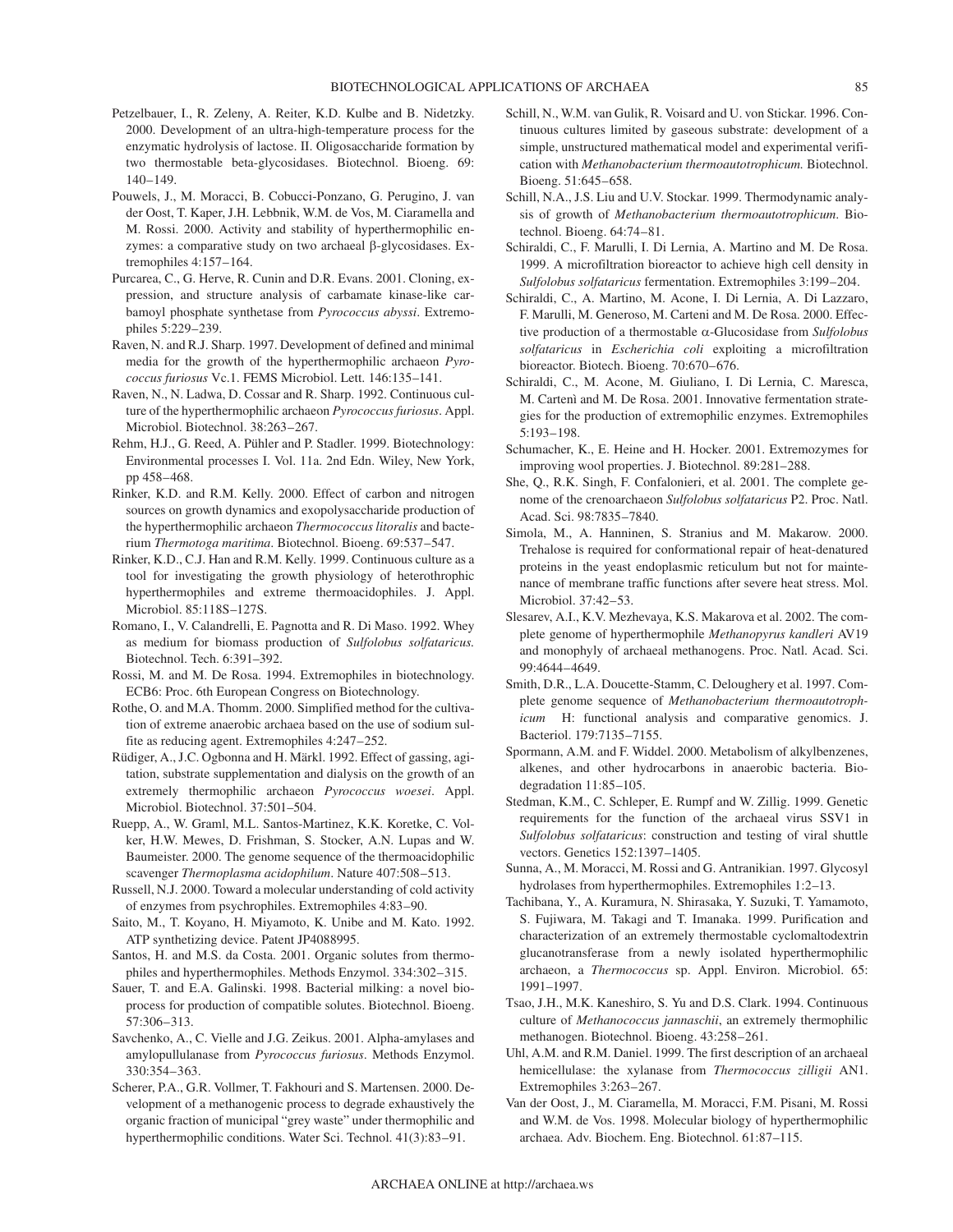Petzelbauer, I., R. Zeleny, A. Reiter, K.D. Kulbe and B. Nidetzky. 2000. Development of an ultra-high-temperature process for the enzymatic hydrolysis of lactose. II. Oligosaccharide formation by two thermostable beta-glycosidases. Biotechnol. Bioeng. 69: 140–149.

Pouwels, J., M. Moracci, B. Cobucci-Ponzano, G. Perugino, J. van der Oost, T. Kaper, J.H. Lebbnik, W.M. de Vos, M. Ciaramella and M. Rossi. 2000. Activity and stability of hyperthermophilic enzymes: a comparative study on two archaeal β-glycosidases. Extremophiles 4:157–164.

Purcarea, C., G. Herve, R. Cunin and D.R. Evans. 2001. Cloning, expression, and structure analysis of carbamate kinase-like carbamoyl phosphate synthetase from *Pyrococcus abyssi*. Extremophiles 5:229–239.

Raven, N. and R.J. Sharp. 1997. Development of defined and minimal media for the growth of the hyperthermophilic archaeon *Pyrococcus furiosus* Vc.1. FEMS Microbiol. Lett. 146:135–141.

Raven, N., N. Ladwa, D. Cossar and R. Sharp. 1992. Continuous culture of the hyperthermophilic archaeon *Pyrococcus furiosus*. Appl. Microbiol. Biotechnol. 38:263–267.

Rehm, H.J., G. Reed, A. Pühler and P. Stadler. 1999. Biotechnology: Environmental processes I. Vol. 11a. 2nd Edn. Wiley, New York, pp 458–468.

Rinker, K.D. and R.M. Kelly. 2000. Effect of carbon and nitrogen sources on growth dynamics and exopolysaccharide production of the hyperthermophilic archaeon *Thermococcus litoralis* and bacterium *Thermotoga maritima*. Biotechnol. Bioeng. 69:537–547.

Rinker, K.D., C.J. Han and R.M. Kelly. 1999. Continuous culture as a tool for investigating the growth physiology of heterothrophic hyperthermophiles and extreme thermoacidophiles. J. Appl. Microbiol. 85:118S–127S.

Romano, I., V. Calandrelli, E. Pagnotta and R. Di Maso. 1992. Whey as medium for biomass production of *Sulfolobus solfataricus.* Biotechnol. Tech. 6:391–392.

Rossi, M. and M. De Rosa. 1994. Extremophiles in biotechnology. ECB6: Proc. 6th European Congress on Biotechnology.

Rothe, O. and M.A. Thomm. 2000. Simplified method for the cultivation of extreme anaerobic archaea based on the use of sodium sulfite as reducing agent. Extremophiles 4:247–252.

Rüdiger, A., J.C. Ogbonna and H. Märkl. 1992. Effect of gassing, agitation, substrate supplementation and dialysis on the growth of an extremely thermophilic archaeon *Pyrococcus woesei*. Appl. Microbiol. Biotechnol. 37:501–504.

Ruepp, A., W. Graml, M.L. Santos-Martinez, K.K. Koretke, C. Volker, H.W. Mewes, D. Frishman, S. Stocker, A.N. Lupas and W. Baumeister. 2000. The genome sequence of the thermoacidophilic scavenger *Thermoplasma acidophilum*. Nature 407:508–513.

Russell, N.J. 2000. Toward a molecular understanding of cold activity of enzymes from psychrophiles. Extremophiles 4:83–90.

Saito, M., T. Koyano, H. Miyamoto, K. Unibe and M. Kato. 1992. ATP synthetizing device. Patent JP4088995.

Santos, H. and M.S. da Costa. 2001. Organic solutes from thermophiles and hyperthermophiles. Methods Enzymol. 334:302–315.

Sauer, T. and E.A. Galinski. 1998. Bacterial milking: a novel bioprocess for production of compatible solutes. Biotechnol. Bioeng. 57:306–313.

Savchenko, A., C. Vielle and J.G. Zeikus. 2001. Alpha-amylases and amylopullulanase from *Pyrococcus furiosus*. Methods Enzymol. 330:354–363.

Scherer, P.A., G.R. Vollmer, T. Fakhouri and S. Martensen. 2000. Development of a methanogenic process to degrade exhaustively the organic fraction of municipal "grey waste" under thermophilic and hyperthermophilic conditions. Water Sci. Technol. 41(3):83–91.

Schill, N., W.M. van Gulik, R. Voisard and U. von Stickar. 1996. Continuous cultures limited by gaseous substrate: development of a simple, unstructured mathematical model and experimental verification with *Methanobacterium thermoautotrophicum.* Biotechnol. Bioeng. 51:645–658.

Schill, N.A., J.S. Liu and U.V. Stockar. 1999. Thermodynamic analysis of growth of *Methanobacterium thermoautotrophicum*. Biotechnol. Bioeng. 64:74–81.

Schiraldi, C., F. Marulli, I. Di Lernia, A. Martino and M. De Rosa. 1999. A microfiltration bioreactor to achieve high cell density in *Sulfolobus solfataricus* fermentation. Extremophiles 3:199–204.

Schiraldi, C., A. Martino, M. Acone, I. Di Lernia, A. Di Lazzaro, F. Marulli, M. Generoso, M. Carteni and M. De Rosa. 2000. Effective production of a thermostable α-Glucosidase from *Sulfolobus solfataricus* in *Escherichia coli* exploiting a microfiltration bioreactor. Biotech. Bioeng. 70:670–676.

Schiraldi, C., M. Acone, M. Giuliano, I. Di Lernia, C. Maresca, M. Cartenì and M. De Rosa. 2001. Innovative fermentation strategies for the production of extremophilic enzymes. Extremophiles 5:193–198.

Schumacher, K., E. Heine and H. Hocker. 2001. Extremozymes for improving wool properties. J. Biotechnol. 89:281–288.

She, Q., R.K. Singh, F. Confalonieri, et al. 2001. The complete genome of the crenoarchaeon *Sulfolobus solfataricus* P2. Proc. Natl. Acad. Sci. 98:7835–7840.

Simola, M., A. Hanninen, S. Stranius and M. Makarow. 2000. Trehalose is required for conformational repair of heat-denatured proteins in the yeast endoplasmic reticulum but not for maintenance of membrane traffic functions after severe heat stress. Mol. Microbiol. 37:42–53.

Slesarev, A.I., K.V. Mezhevaya, K.S. Makarova et al. 2002. The complete genome of hyperthermophile *Methanopyrus kandleri* AV19 and monophyly of archaeal methanogens. Proc. Natl. Acad. Sci. 99:4644–4649.

Smith, D.R., L.A. Doucette-Stamm, C. Deloughery et al. 1997. Complete genome sequence of *Methanobacterium thermoautotrophicum* H: functional analysis and comparative genomics. J. Bacteriol. 179:7135–7155.

Spormann, A.M. and F. Widdel. 2000. Metabolism of alkylbenzenes, alkenes, and other hydrocarbons in anaerobic bacteria. Biodegradation 11:85–105.

Stedman, K.M., C. Schleper, E. Rumpf and W. Zillig. 1999. Genetic requirements for the function of the archaeal virus SSV1 in *Sulfolobus solfataricus*: construction and testing of viral shuttle vectors. Genetics 152:1397–1405.

Sunna, A., M. Moracci, M. Rossi and G. Antranikian. 1997. Glycosyl hydrolases from hyperthermophiles. Extremophiles 1:2–13.

Tachibana, Y., A. Kuramura, N. Shirasaka, Y. Suzuki, T. Yamamoto, S. Fujiwara, M. Takagi and T. Imanaka. 1999. Purification and characterization of an extremely thermostable cyclomaltodextrin glucanotransferase from a newly isolated hyperthermophilic archaeon, a *Thermococcus* sp. Appl. Environ. Microbiol. 65: 1991–1997.

Tsao, J.H., M.K. Kaneshiro, S. Yu and D.S. Clark. 1994. Continuous culture of *Methanococcus jannaschii*, an extremely thermophilic methanogen. Biotechnol. Bioeng. 43:258–261.

Uhl, A.M. and R.M. Daniel. 1999. The first description of an archaeal hemicellulase: the xylanase from *Thermococcus zilligii* AN1. Extremophiles 3:263–267.

Van der Oost, J., M. Ciaramella, M. Moracci, F.M. Pisani, M. Rossi and W.M. de Vos. 1998. Molecular biology of hyperthermophilic archaea. Adv. Biochem. Eng. Biotechnol. 61:87–115.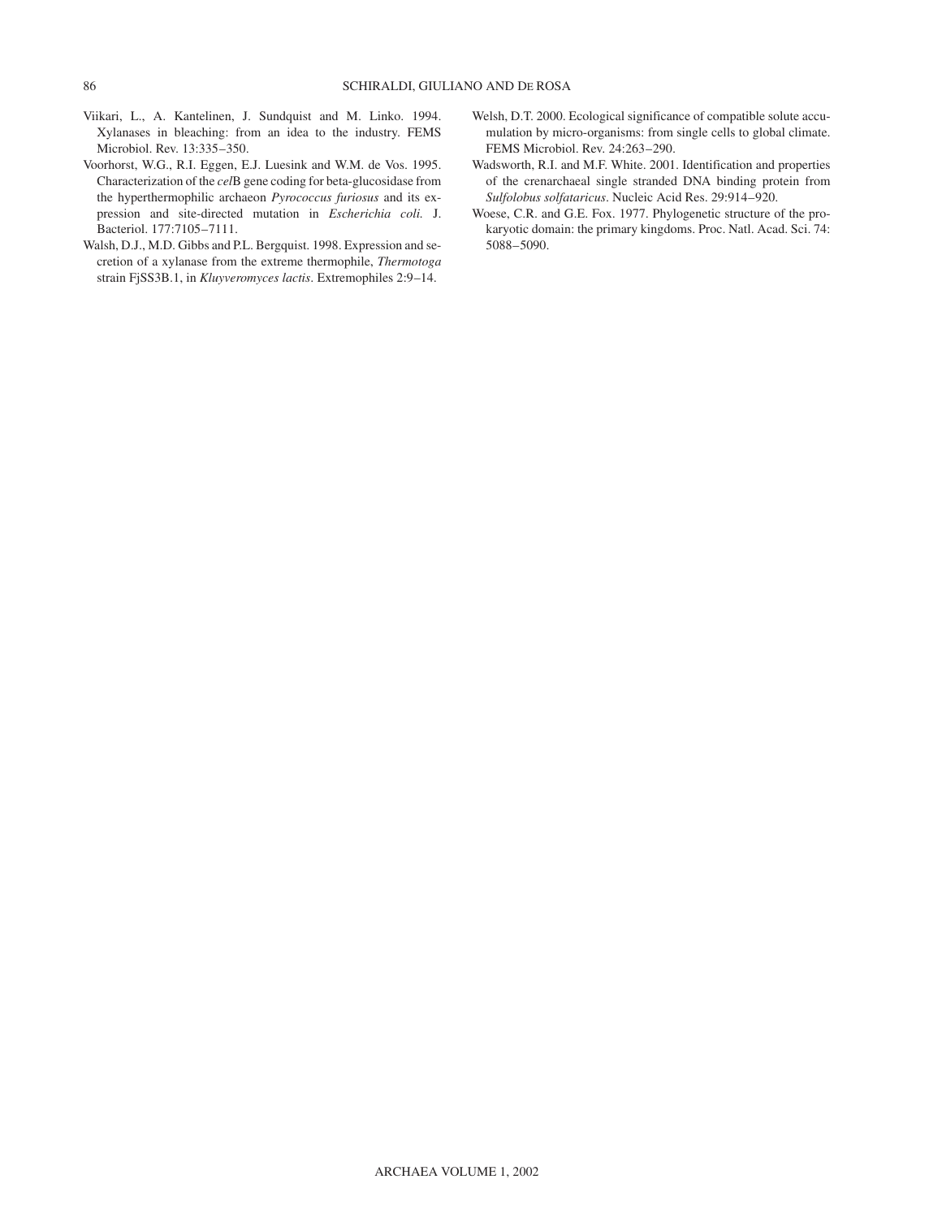Viikari, L., A. Kantelinen, J. Sundquist and M. Linko. 1994. Xylanases in bleaching: from an idea to the industry. FEMS Microbiol. Rev. 13:335–350.

Voorhorst, W.G., R.I. Eggen, E.J. Luesink and W.M. de Vos. 1995. Characterization of the *cel*B gene coding for beta-glucosidase from the hyperthermophilic archaeon *Pyrococcus furiosus* and its expression and site-directed mutation in *Escherichia coli.* J. Bacteriol. 177:7105–7111.

Walsh, D.J., M.D. Gibbs and P.L. Bergquist. 1998. Expression and secretion of a xylanase from the extreme thermophile, *Thermotoga* strain FjSS3B.1, in *Kluyveromyces lactis*. Extremophiles 2:9–14.

Welsh, D.T. 2000. Ecological significance of compatible solute accumulation by micro-organisms: from single cells to global climate. FEMS Microbiol. Rev. 24:263–290.

Wadsworth, R.I. and M.F. White. 2001. Identification and properties of the crenarchaeal single stranded DNA binding protein from *Sulfolobus solfataricus*. Nucleic Acid Res. 29:914–920.

Woese, C.R. and G.E. Fox. 1977. Phylogenetic structure of the prokaryotic domain: the primary kingdoms. Proc. Natl. Acad. Sci. 74: 5088–5090.